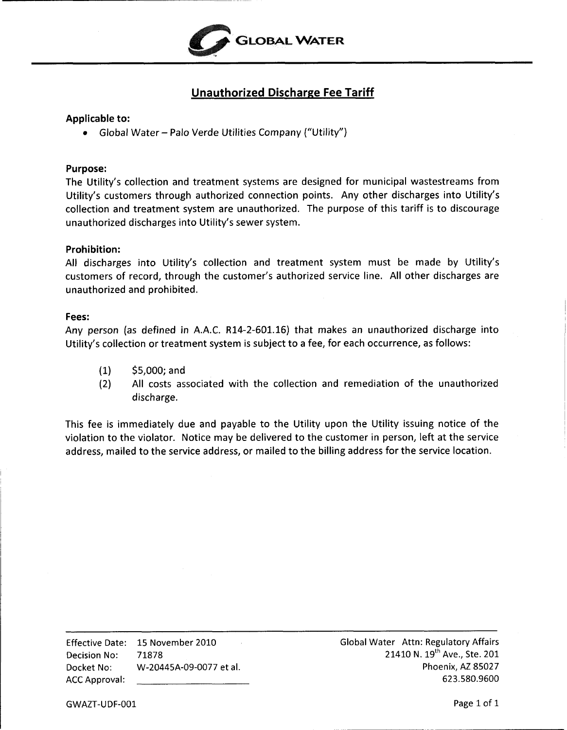GLOBAL WATER

# Unauthorized Discharge Fee Tariff

**Applicable to:**

- Global Water – Palo Verde Utilities Company ("Utility")

**Purpose:**

The Utility's collection and treatment systems are designed for municipal wastestreams from Utility's customers through authorized connection points. Any other discharges into Utility's collection and treatment system are unauthorized. The purpose of this tariff is to discourage unauthorized discharges into Utility's sewer system.

**Prohibition:**

All discharges into Utility's collection and treatment system must be made by Utility's customers of record, through the customer's authorized service line. All other discharges are unauthorized and prohibited.

**Fees:**

Any person (as defined in A.A.C. R14-2-601.16) that makes an unauthorized discharge into Utility's collection or treatment system is subject to a fee, for each occurrence, as follows:

(1) $5,000; and

(2) All costs associated with the collection and remediation of the unauthorized discharge.

This fee is immediately due and payable to the Utility upon the Utility issuing notice of the violation to the violator. Notice may be delivered to the customer in person, left at the service address, mailed to the service address, or mailed to the billing address for the service location.

Effective Date: 15 November 2010
Decision No: 71878
Docket No: W-20445A-09-0077 et al.
ACC Approval: ____________________

Global Water Attn: Regulatory Affairs
21410 N. 19th Ave., Ste. 201
Phoenix, AZ 85027
623.580.9600

GWAZT-UDF-001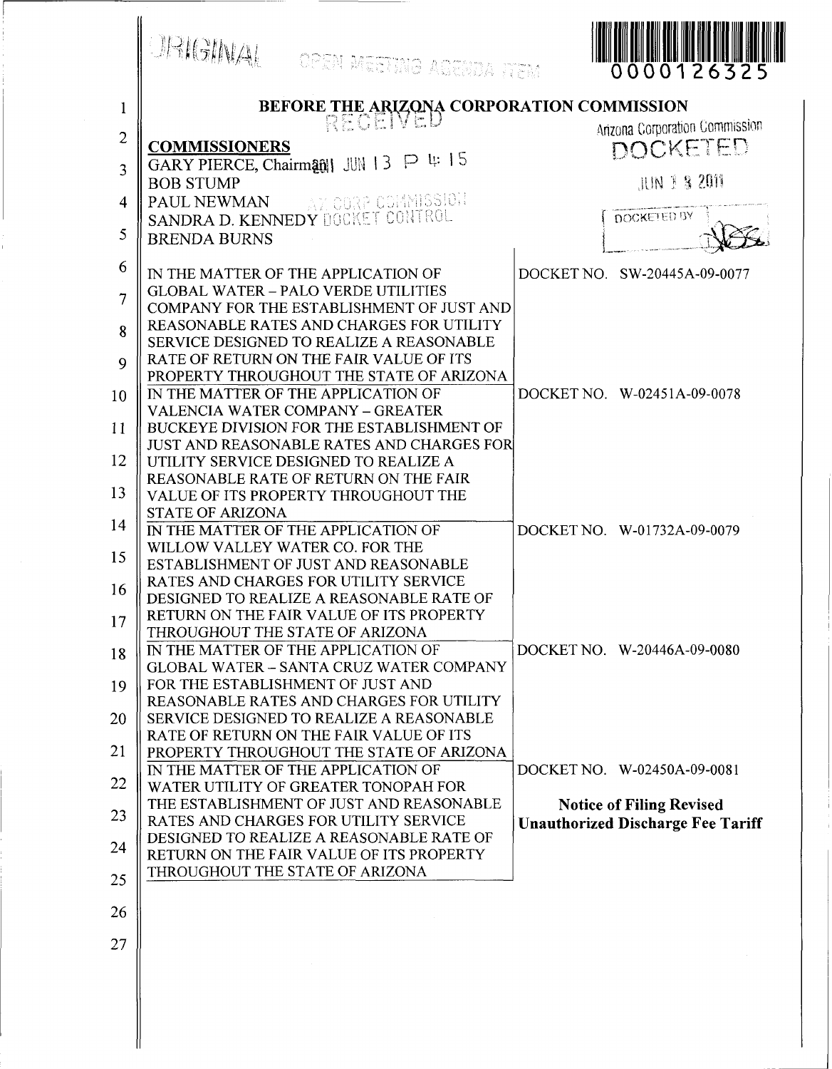ORIGINAL OPEN MEETING AGENDA ITEM

0000126325

# BEFORE THE ARIZONA CORPORATION COMMISSION

RECEIVED

2011 JUN 13 P 4: 15

AZ CORP COMMISSION DOCKET CONTROL

Arizona Corporation Commission
DOCKETED

JUN 13 2011

DOCKETED BY

**COMMISSIONERS**

GARY PIERCE, Chairman
BOB STUMP
PAUL NEWMAN
SANDRA D. KENNEDY
BRENDA BURNS

| | |
|---|---|
| IN THE MATTER OF THE APPLICATION OF GLOBAL WATER – PALO VERDE UTILITIES COMPANY FOR THE ESTABLISHMENT OF JUST AND REASONABLE RATES AND CHARGES FOR UTILITY SERVICE DESIGNED TO REALIZE A REASONABLE RATE OF RETURN ON THE FAIR VALUE OF ITS PROPERTY THROUGHOUT THE STATE OF ARIZONA | DOCKET NO. SW-20445A-09-0077 |
| IN THE MATTER OF THE APPLICATION OF VALENCIA WATER COMPANY – GREATER BUCKEYE DIVISION FOR THE ESTABLISHMENT OF JUST AND REASONABLE RATES AND CHARGES FOR UTILITY SERVICE DESIGNED TO REALIZE A REASONABLE RATE OF RETURN ON THE FAIR VALUE OF ITS PROPERTY THROUGHOUT THE STATE OF ARIZONA | DOCKET NO. W-02451A-09-0078 |
| IN THE MATTER OF THE APPLICATION OF WILLOW VALLEY WATER CO. FOR THE ESTABLISHMENT OF JUST AND REASONABLE RATES AND CHARGES FOR UTILITY SERVICE DESIGNED TO REALIZE A REASONABLE RATE OF RETURN ON THE FAIR VALUE OF ITS PROPERTY THROUGHOUT THE STATE OF ARIZONA | DOCKET NO. W-01732A-09-0079 |
| IN THE MATTER OF THE APPLICATION OF GLOBAL WATER – SANTA CRUZ WATER COMPANY FOR THE ESTABLISHMENT OF JUST AND REASONABLE RATES AND CHARGES FOR UTILITY SERVICE DESIGNED TO REALIZE A REASONABLE RATE OF RETURN ON THE FAIR VALUE OF ITS PROPERTY THROUGHOUT THE STATE OF ARIZONA | DOCKET NO. W-20446A-09-0080 |
| IN THE MATTER OF THE APPLICATION OF WATER UTILITY OF GREATER TONOPAH FOR THE ESTABLISHMENT OF JUST AND REASONABLE RATES AND CHARGES FOR UTILITY SERVICE DESIGNED TO REALIZE A REASONABLE RATE OF RETURN ON THE FAIR VALUE OF ITS PROPERTY THROUGHOUT THE STATE OF ARIZONA | DOCKET NO. W-02450A-09-0081<br><br>**Notice of Filing Revised Unauthorized Discharge Fee Tariff** |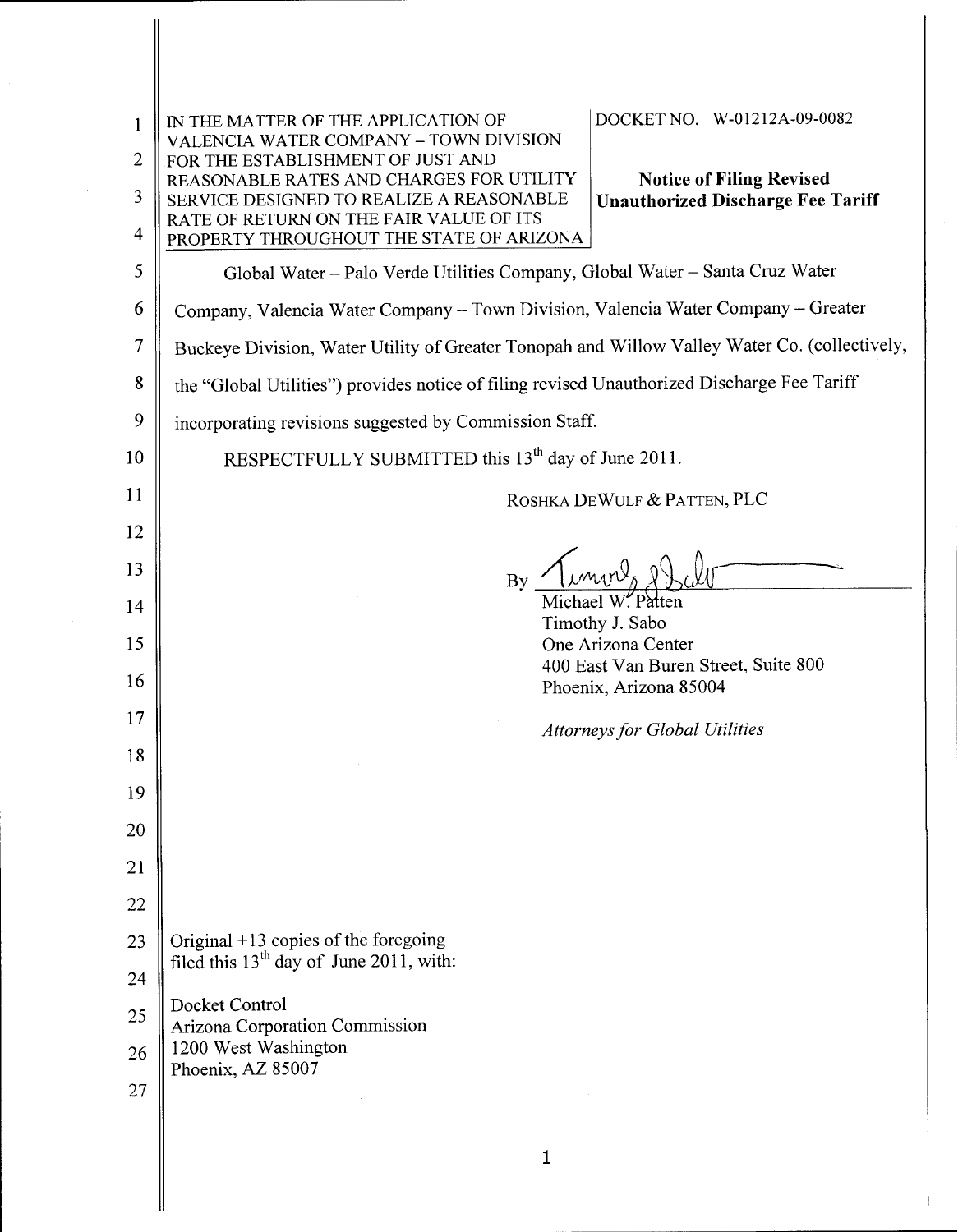IN THE MATTER OF THE APPLICATION OF VALENCIA WATER COMPANY – TOWN DIVISION FOR THE ESTABLISHMENT OF JUST AND REASONABLE RATES AND CHARGES FOR UTILITY SERVICE DESIGNED TO REALIZE A REASONABLE RATE OF RETURN ON THE FAIR VALUE OF ITS PROPERTY THROUGHOUT THE STATE OF ARIZONA

DOCKET NO. W-01212A-09-0082

**Notice of Filing Revised Unauthorized Discharge Fee Tariff**

Global Water – Palo Verde Utilities Company, Global Water – Santa Cruz Water Company, Valencia Water Company – Town Division, Valencia Water Company – Greater Buckeye Division, Water Utility of Greater Tonopah and Willow Valley Water Co. (collectively, the "Global Utilities") provides notice of filing revised Unauthorized Discharge Fee Tariff incorporating revisions suggested by Commission Staff.

RESPECTFULLY SUBMITTED this 13th day of June 2011.

ROSHKA DEWULF & PATTEN, PLC

By ______________________
Michael W. Patten
Timothy J. Sabo
One Arizona Center
400 East Van Buren Street, Suite 800
Phoenix, Arizona 85004

*Attorneys for Global Utilities*

Original +13 copies of the foregoing filed this 13th day of June 2011, with:

Docket Control
Arizona Corporation Commission
1200 West Washington
Phoenix, AZ 85007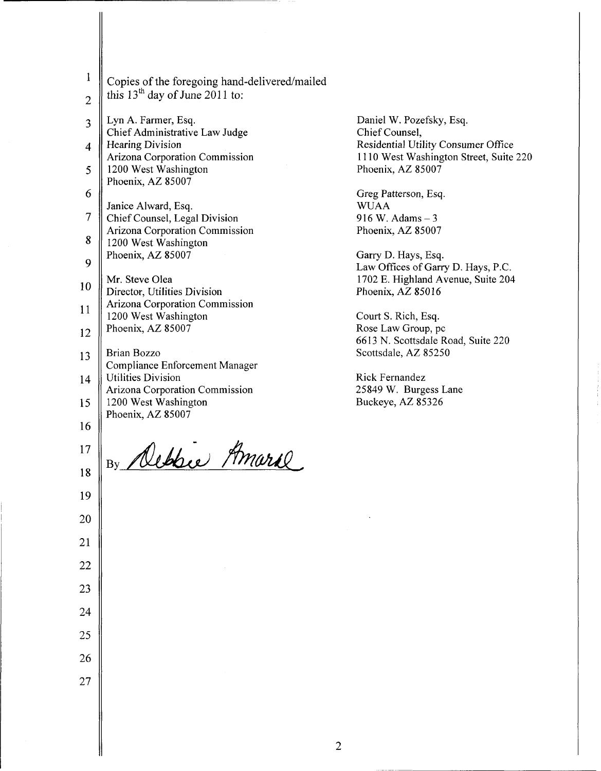Copies of the foregoing hand-delivered/mailed
this 13th day of June 2011 to:

Lyn A. Farmer, Esq.
Chief Administrative Law Judge
Hearing Division
Arizona Corporation Commission
1200 West Washington
Phoenix, AZ 85007

Janice Alward, Esq.
Chief Counsel, Legal Division
Arizona Corporation Commission
1200 West Washington
Phoenix, AZ 85007

Mr. Steve Olea
Director, Utilities Division
Arizona Corporation Commission
1200 West Washington
Phoenix, AZ 85007

Brian Bozzo
Compliance Enforcement Manager
Utilities Division
Arizona Corporation Commission
1200 West Washington
Phoenix, AZ 85007

Daniel W. Pozefsky, Esq.
Chief Counsel,
Residential Utility Consumer Office
1110 West Washington Street, Suite 220
Phoenix, AZ 85007

Greg Patterson, Esq.
WUAA
916 W. Adams – 3
Phoenix, AZ 85007

Garry D. Hays, Esq.
Law Offices of Garry D. Hays, P.C.
1702 E. Highland Avenue, Suite 204
Phoenix, AZ 85016

Court S. Rich, Esq.
Rose Law Group, pc
6613 N. Scottsdale Road, Suite 220
Scottsdale, AZ 85250

Rick Fernandez
25849 W. Burgess Lane
Buckeye, AZ 85326

By Debbie Amaral